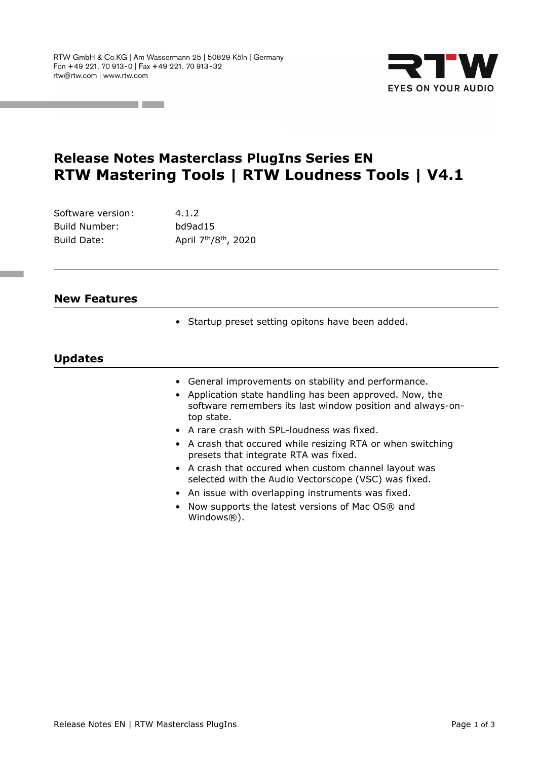RTW GmbH & Co.KG | Am Wassermann 25 | 50829 Köln | Germany
Fon +49 221. 70 913-0 | Fax +49 221. 70 913-32
rtw@rtw.com | www.rtw.com

RTW
EYES ON YOUR AUDIO

# Release Notes Masterclass PlugIns Series EN
# RTW Mastering Tools | RTW Loudness Tools | V4.1

| | |
|---|---|
| Software version: | 4.1.2 |
| Build Number: | bd9ad15 |
| Build Date: | April 7th/8th, 2020 |

## New Features

- Startup preset setting opitons have been added.

## Updates

- General improvements on stability and performance.
- Application state handling has been approved. Now, the software remembers its last window position and always-on-top state.
- A rare crash with SPL-loudness was fixed.
- A crash that occured while resizing RTA or when switching presets that integrate RTA was fixed.
- A crash that occured when custom channel layout was selected with the Audio Vectorscope (VSC) was fixed.
- An issue with overlapping instruments was fixed.
- Now supports the latest versions of Mac OS® and Windows®).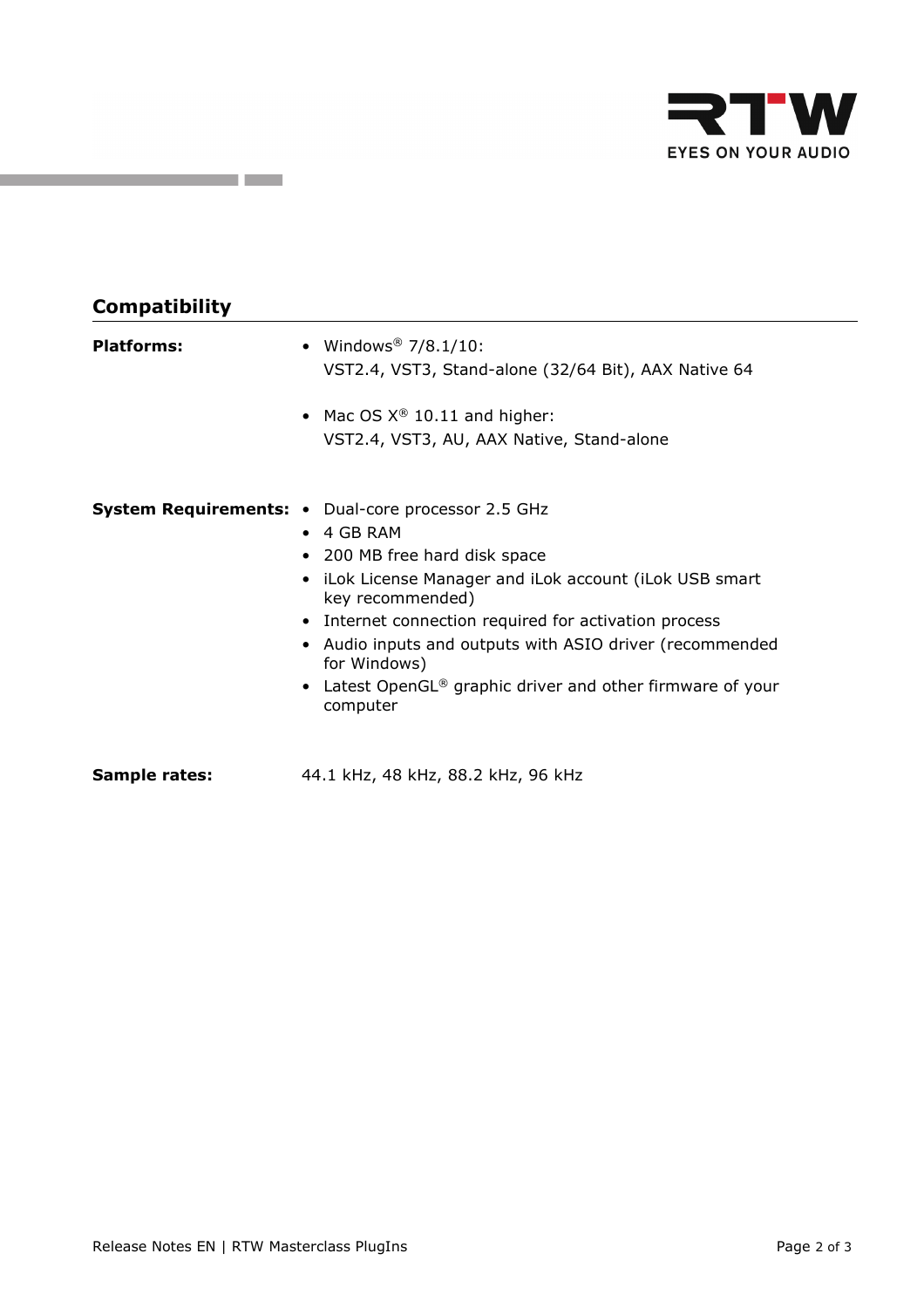## Compatibility

**Platforms:**

- Windows® 7/8.1/10:
  VST2.4, VST3, Stand-alone (32/64 Bit), AAX Native 64
- Mac OS X® 10.11 and higher:
  VST2.4, VST3, AU, AAX Native, Stand-alone

**System Requirements:**

- Dual-core processor 2.5 GHz
- 4 GB RAM
- 200 MB free hard disk space
- iLok License Manager and iLok account (iLok USB smart key recommended)
- Internet connection required for activation process
- Audio inputs and outputs with ASIO driver (recommended for Windows)
- Latest OpenGL® graphic driver and other firmware of your computer

**Sample rates:** 44.1 kHz, 48 kHz, 88.2 kHz, 96 kHz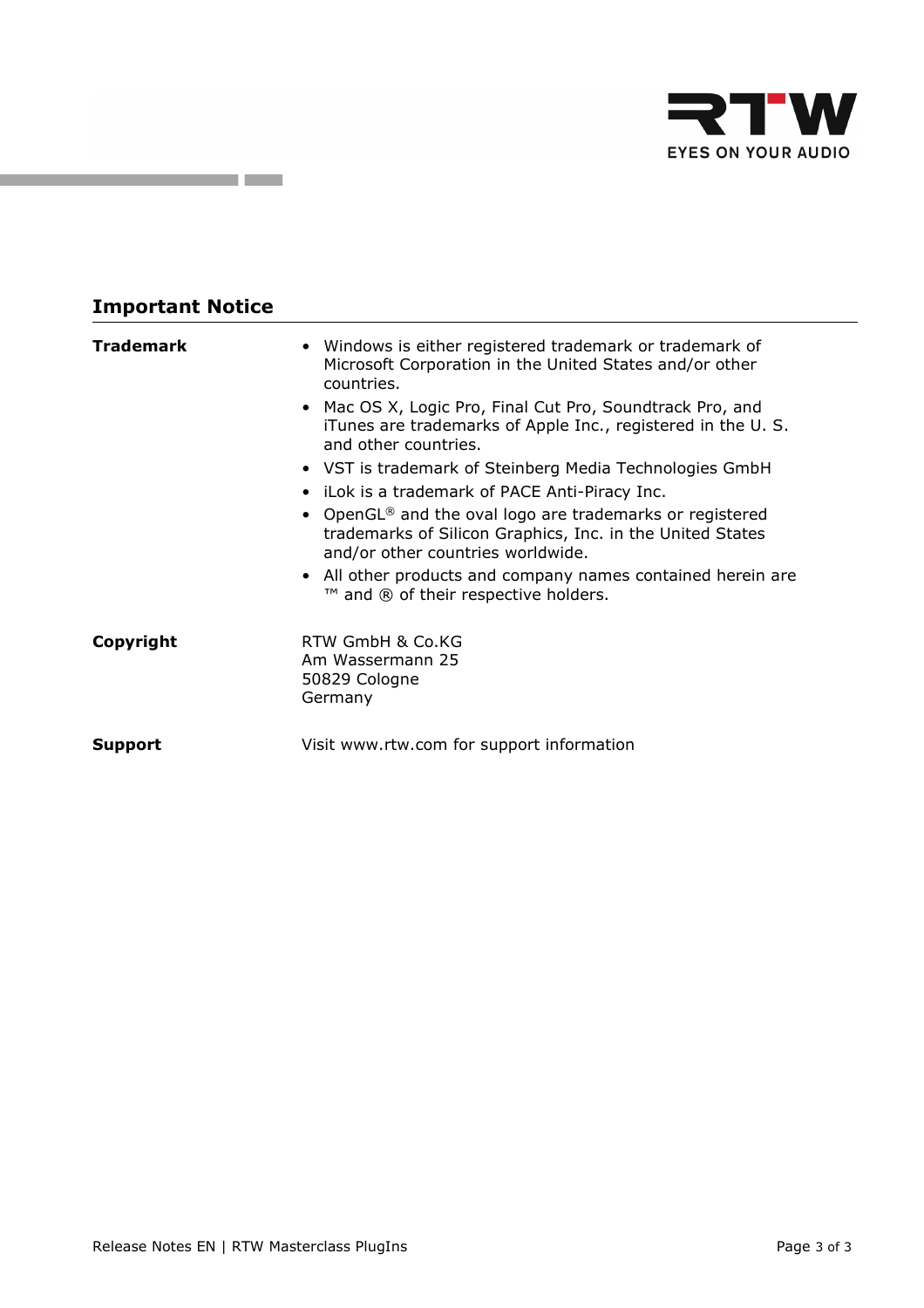## Important Notice

| | |
|---|---|
| **Trademark** | • Windows is either registered trademark or trademark of Microsoft Corporation in the United States and/or other countries.<br>• Mac OS X, Logic Pro, Final Cut Pro, Soundtrack Pro, and iTunes are trademarks of Apple Inc., registered in the U. S. and other countries.<br>• VST is trademark of Steinberg Media Technologies GmbH<br>• iLok is a trademark of PACE Anti-Piracy Inc.<br>• OpenGL® and the oval logo are trademarks or registered trademarks of Silicon Graphics, Inc. in the United States and/or other countries worldwide.<br>• All other products and company names contained herein are ™ and ® of their respective holders. |
| **Copyright** | RTW GmbH & Co.KG<br>Am Wassermann 25<br>50829 Cologne<br>Germany |
| **Support** | Visit www.rtw.com for support information |